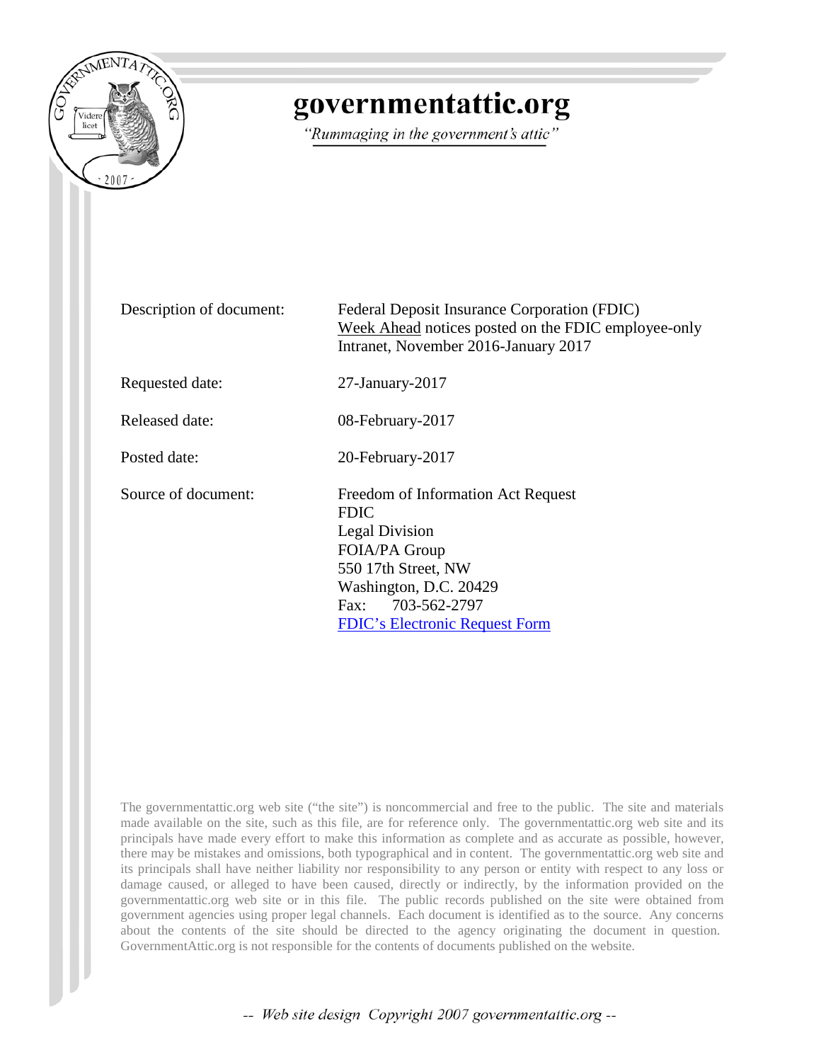# governmentattic.org

*"Rummaging in the government's attic"*

| | |
|---|---|
| Description of document: | Federal Deposit Insurance Corporation (FDIC) Week Ahead notices posted on the FDIC employee-only Intranet, November 2016-January 2017 |
| Requested date: | 27-January-2017 |
| Released date: | 08-February-2017 |
| Posted date: | 20-February-2017 |
| Source of document: | Freedom of Information Act Request<br>FDIC<br>Legal Division<br>FOIA/PA Group<br>550 17th Street, NW<br>Washington, D.C. 20429<br>Fax: 703-562-2797<br>FDIC's Electronic Request Form |

The governmentattic.org web site ("the site") is noncommercial and free to the public. The site and materials made available on the site, such as this file, are for reference only. The governmentattic.org web site and its principals have made every effort to make this information as complete and as accurate as possible, however, there may be mistakes and omissions, both typographical and in content. The governmentattic.org web site and its principals shall have neither liability nor responsibility to any person or entity with respect to any loss or damage caused, or alleged to have been caused, directly or indirectly, by the information provided on the governmentattic.org web site or in this file. The public records published on the site were obtained from government agencies using proper legal channels. Each document is identified as to the source. Any concerns about the contents of the site should be directed to the agency originating the document in question. GovernmentAttic.org is not responsible for the contents of documents published on the website.

*-- Web site design Copyright 2007 governmentattic.org --*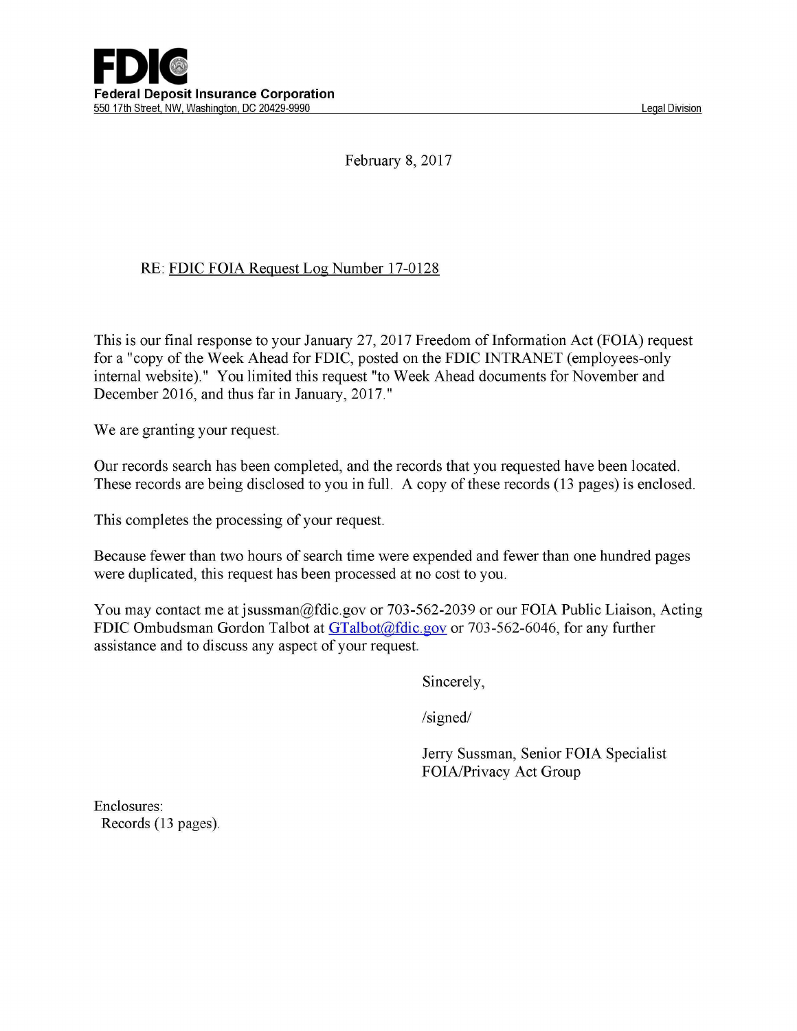**FDIC**

**Federal Deposit Insurance Corporation**

550 17th Street, NW, Washington, DC 20429-9990 Legal Division

February 8, 2017

RE: FDIC FOIA Request Log Number 17-0128

This is our final response to your January 27, 2017 Freedom of Information Act (FOIA) request for a "copy of the Week Ahead for FDIC, posted on the FDIC INTRANET (employees-only internal website)." You limited this request "to Week Ahead documents for November and December 2016, and thus far in January, 2017."

We are granting your request.

Our records search has been completed, and the records that you requested have been located. These records are being disclosed to you in full. A copy of these records (13 pages) is enclosed.

This completes the processing of your request.

Because fewer than two hours of search time were expended and fewer than one hundred pages were duplicated, this request has been processed at no cost to you.

You may contact me at jsussman@fdic.gov or 703-562-2039 or our FOIA Public Liaison, Acting FDIC Ombudsman Gordon Talbot at GTalbot@fdic.gov or 703-562-6046, for any further assistance and to discuss any aspect of your request.

Sincerely,

/signed/

Jerry Sussman, Senior FOIA Specialist
FOIA/Privacy Act Group

Enclosures:
Records (13 pages).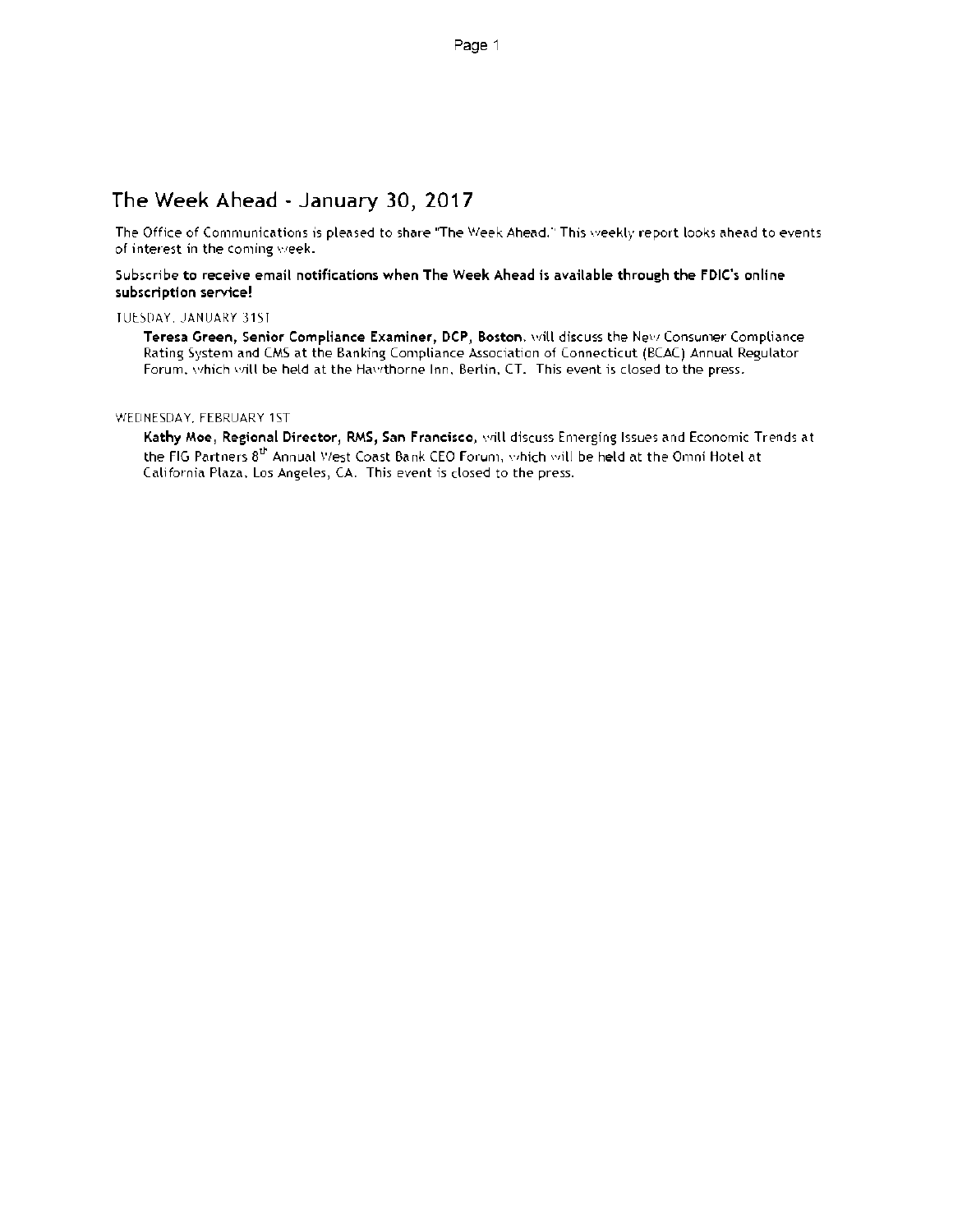# The Week Ahead - January 30, 2017

The Office of Communications is pleased to share "The Week Ahead." This weekly report looks ahead to events of interest in the coming week.

**Subscribe to receive email notifications when The Week Ahead is available through the FDIC's online subscription service!**

TUESDAY, JANUARY 31ST

**Teresa Green, Senior Compliance Examiner, DCP, Boston**, will discuss the New Consumer Compliance Rating System and CMS at the Banking Compliance Association of Connecticut (BCAC) Annual Regulator Forum, which will be held at the Hawthorne Inn, Berlin, CT. This event is closed to the press.

WEDNESDAY, FEBRUARY 1ST

**Kathy Moe, Regional Director, RMS, San Francisco**, will discuss Emerging Issues and Economic Trends at the FIG Partners 8th Annual West Coast Bank CEO Forum, which will be held at the Omni Hotel at California Plaza, Los Angeles, CA. This event is closed to the press.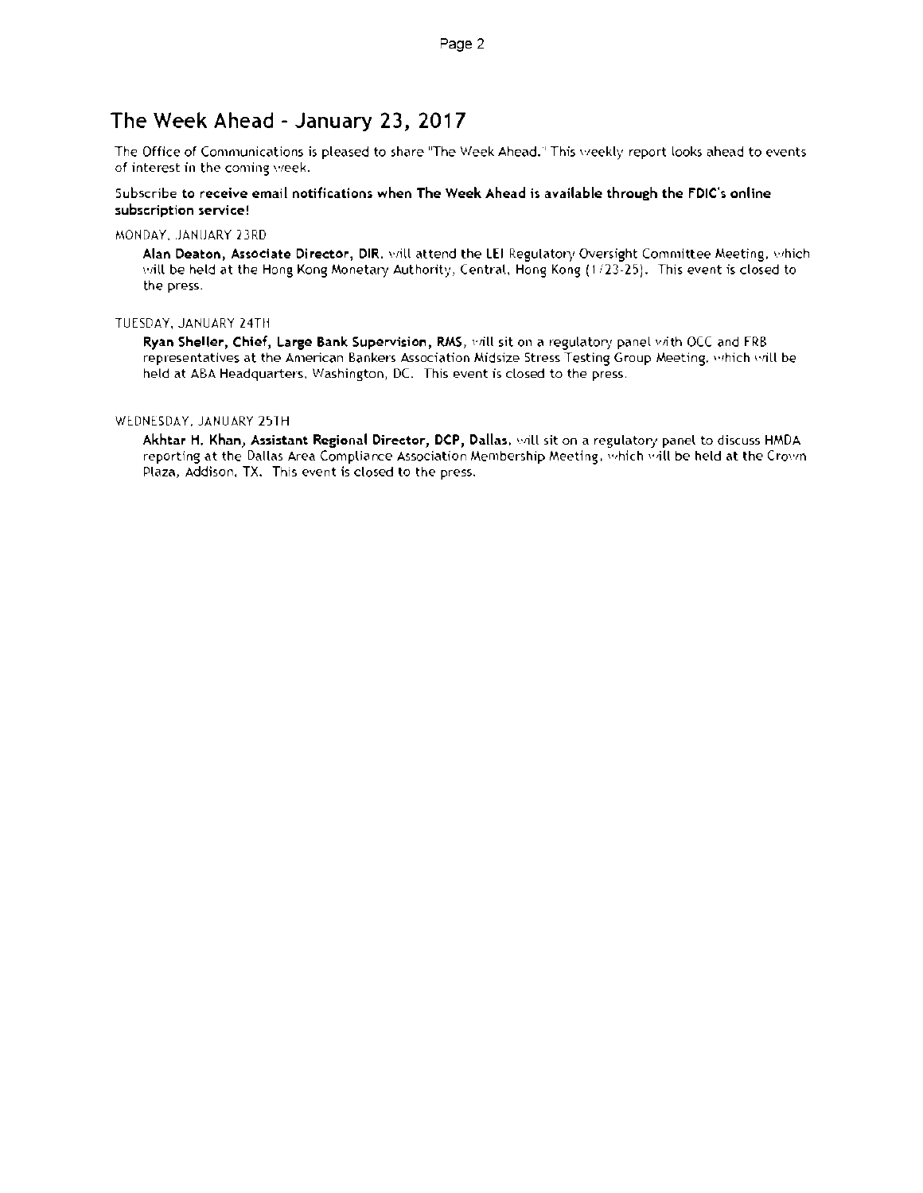## The Week Ahead - January 23, 2017

The Office of Communications is pleased to share "The Week Ahead." This weekly report looks ahead to events of interest in the coming week.

**Subscribe to receive email notifications when The Week Ahead is available through the FDIC's online subscription service!**

MONDAY, JANUARY 23RD

**Alan Deaton, Associate Director, DIR**, will attend the LEI Regulatory Oversight Committee Meeting, which will be held at the Hong Kong Monetary Authority, Central, Hong Kong (1/23-25). This event is closed to the press.

TUESDAY, JANUARY 24TH

**Ryan Sheller, Chief, Large Bank Supervision, RMS**, will sit on a regulatory panel with OCC and FRB representatives at the American Bankers Association Midsize Stress Testing Group Meeting, which will be held at ABA Headquarters, Washington, DC. This event is closed to the press.

WEDNESDAY, JANUARY 25TH

**Akhtar H. Khan, Assistant Regional Director, DCP, Dallas**, will sit on a regulatory panel to discuss HMDA reporting at the Dallas Area Compliance Association Membership Meeting, which will be held at the Crown Plaza, Addison, TX. This event is closed to the press.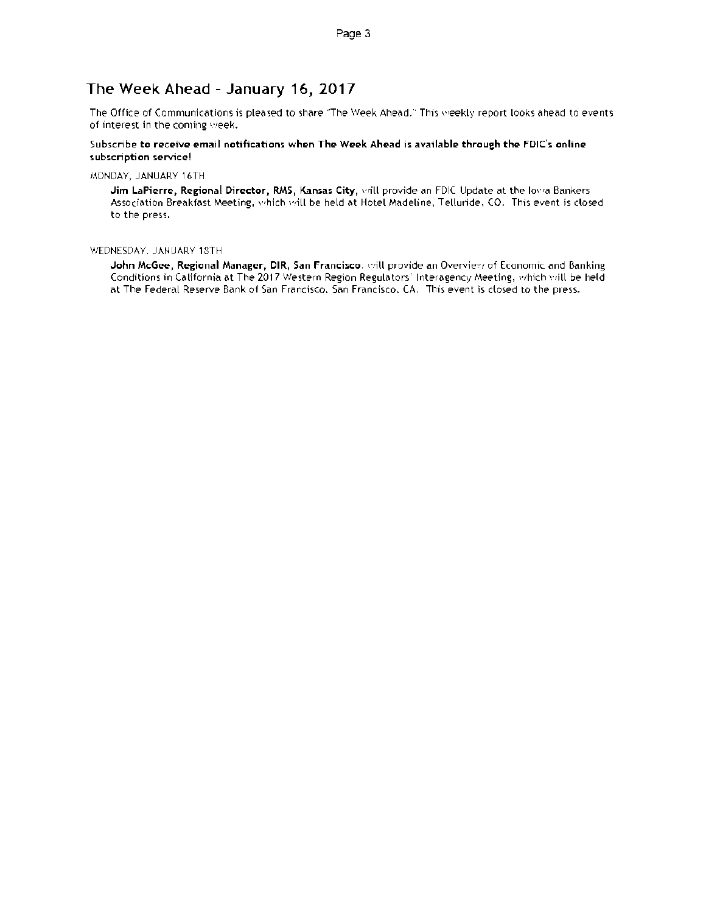## The Week Ahead - January 16, 2017

The Office of Communications is pleased to share "The Week Ahead." This weekly report looks ahead to events of interest in the coming week.

Subscribe **to receive email notifications when The Week Ahead is available through the FDIC's online subscription service!**

MONDAY, JANUARY 16TH

**Jim LaPierre, Regional Director, RMS, Kansas City**, will provide an FDIC Update at the Iowa Bankers Association Breakfast Meeting, which will be held at Hotel Madeline, Telluride, CO. This event is closed to the press.

WEDNESDAY, JANUARY 18TH

**John McGee, Regional Manager, DIR, San Francisco**, will provide an Overview of Economic and Banking Conditions in California at The 2017 Western Region Regulators' Interagency Meeting, which will be held at The Federal Reserve Bank of San Francisco, San Francisco, CA. This event is closed to the press.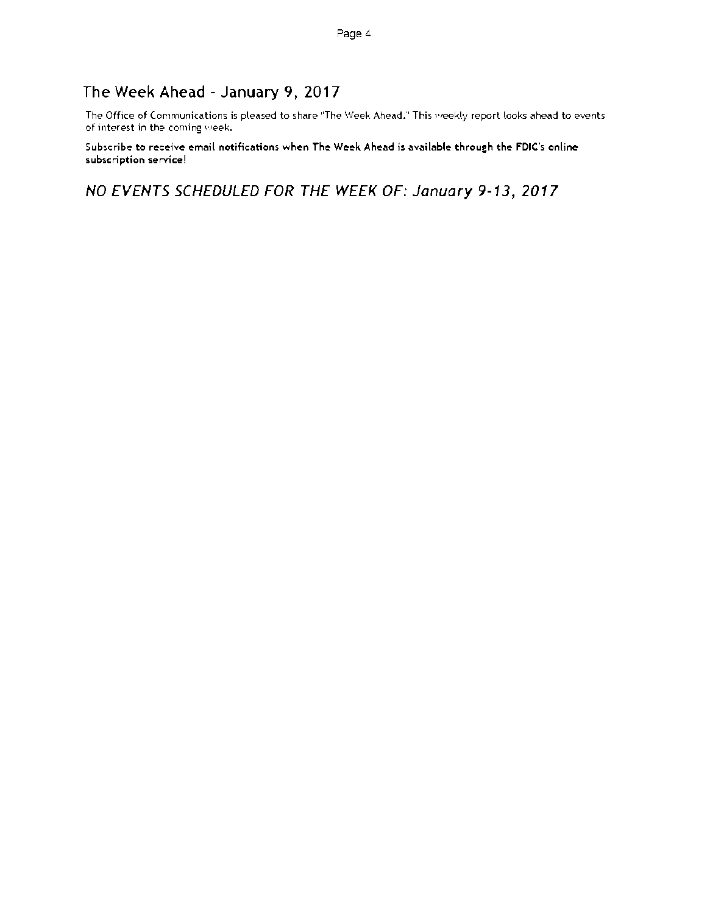## The Week Ahead - January 9, 2017

The Office of Communications is pleased to share "The Week Ahead." This weekly report looks ahead to events of interest in the coming week.

**Subscribe to receive email notifications when The Week Ahead is available through the FDIC's online subscription service!**

## *NO EVENTS SCHEDULED FOR THE WEEK OF: January 9-13, 2017*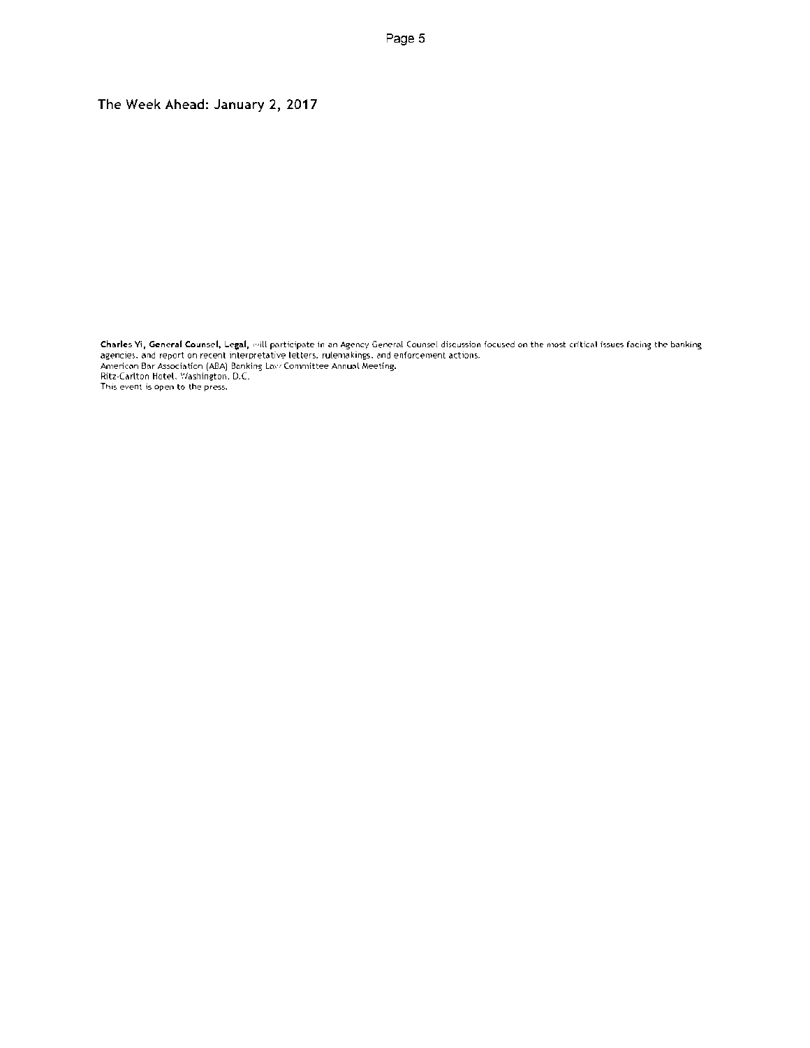## The Week Ahead: January 2, 2017

**Charles Yi, General Counsel, Legal,** will participate in an Agency General Counsel discussion focused on the most critical issues facing the banking agencies, and report on recent interpretative letters, rulemakings, and enforcement actions.
American Bar Association (ABA) Banking Law Committee Annual Meeting.
Ritz-Carlton Hotel, Washington, D.C.
This event is open to the press.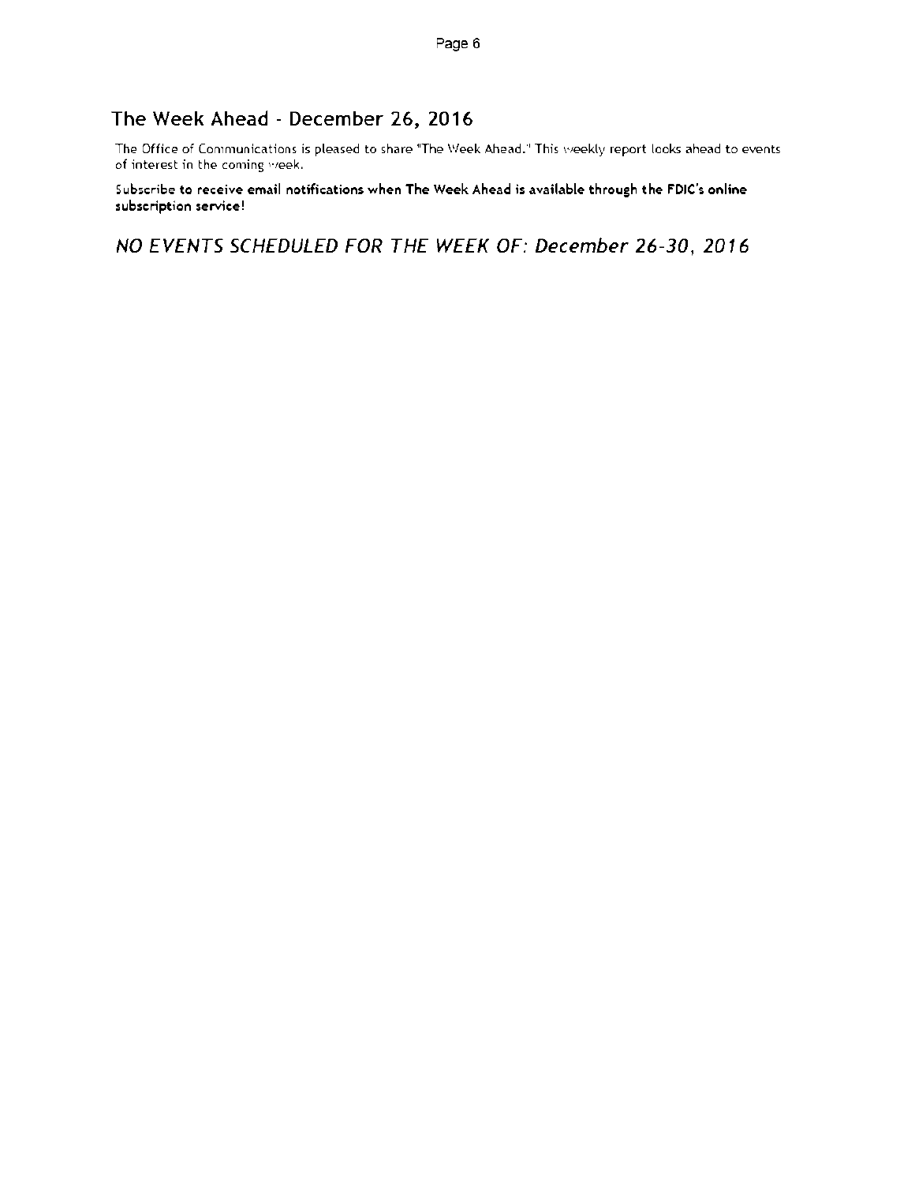## The Week Ahead - December 26, 2016

The Office of Communications is pleased to share "The Week Ahead." This weekly report looks ahead to events of interest in the coming week.

**Subscribe to receive email notifications when The Week Ahead is available through the FDIC's online subscription service!**

*NO EVENTS SCHEDULED FOR THE WEEK OF: December 26-30, 2016*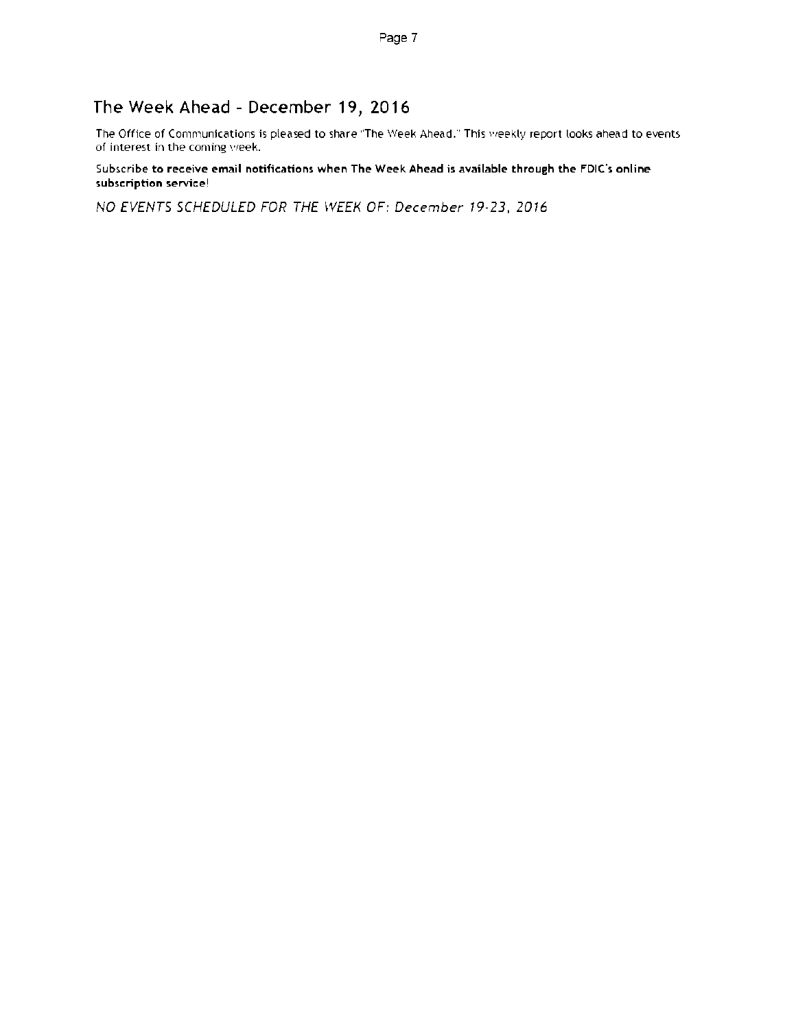## The Week Ahead - December 19, 2016

The Office of Communications is pleased to share "The Week Ahead." This weekly report looks ahead to events of interest in the coming week.

Subscribe **to receive email notifications when The Week Ahead is available through the FDIC's online subscription service**!

*NO EVENTS SCHEDULED FOR THE WEEK OF: December 19-23, 2016*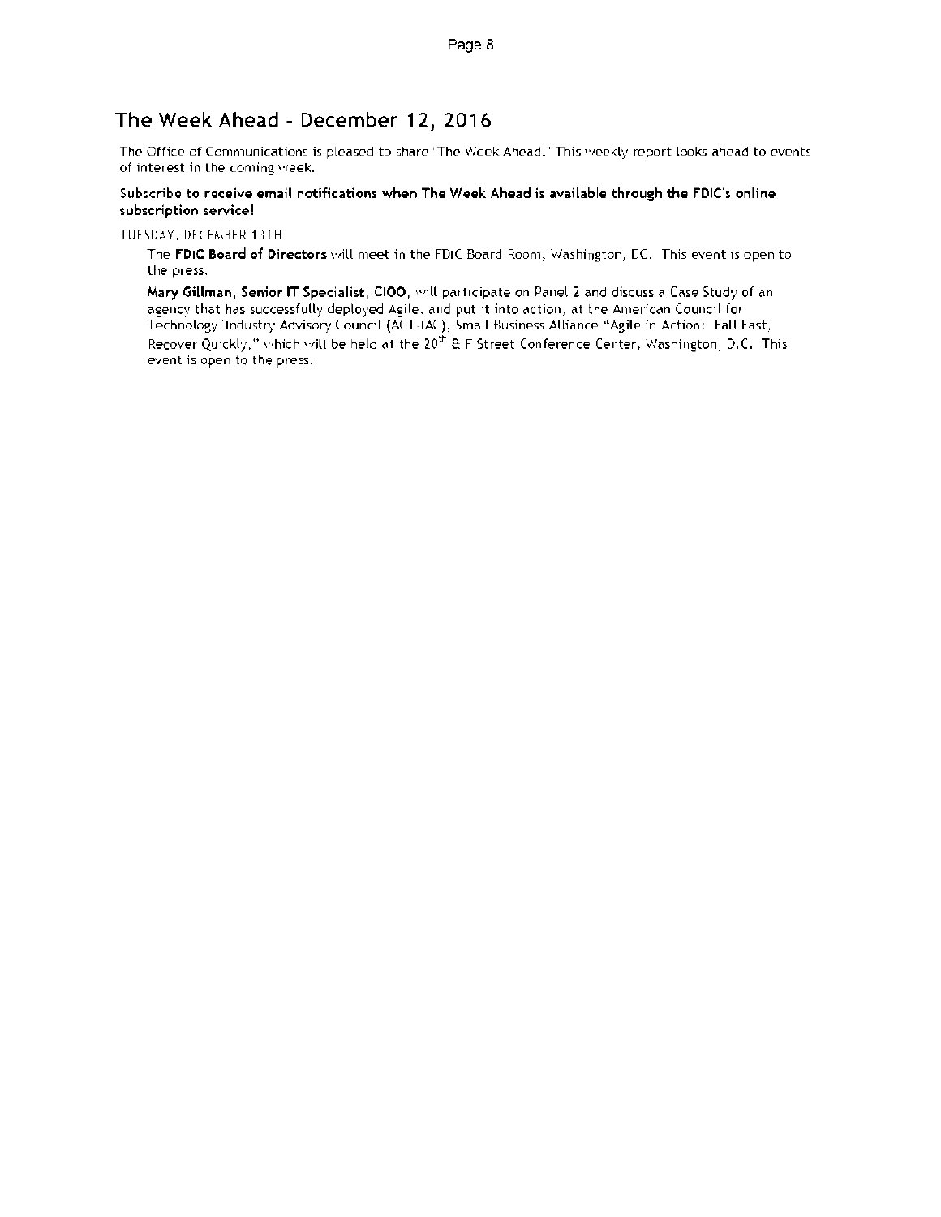## The Week Ahead - December 12, 2016

The Office of Communications is pleased to share "The Week Ahead." This weekly report looks ahead to events of interest in the coming week.

**Subscribe to receive email notifications when The Week Ahead is available through the FDIC's online subscription service!**

TUESDAY, DECEMBER 13TH

The **FDIC Board of Directors** will meet in the FDIC Board Room, Washington, DC. This event is open to the press.

**Mary Gillman, Senior IT Specialist, CIOO,** will participate on Panel 2 and discuss a Case Study of an agency that has successfully deployed Agile, and put it into action, at the American Council for Technology/Industry Advisory Council (ACT-IAC), Small Business Alliance "Agile in Action: Fail Fast, Recover Quickly," which will be held at the 20th & F Street Conference Center, Washington, D.C. This event is open to the press.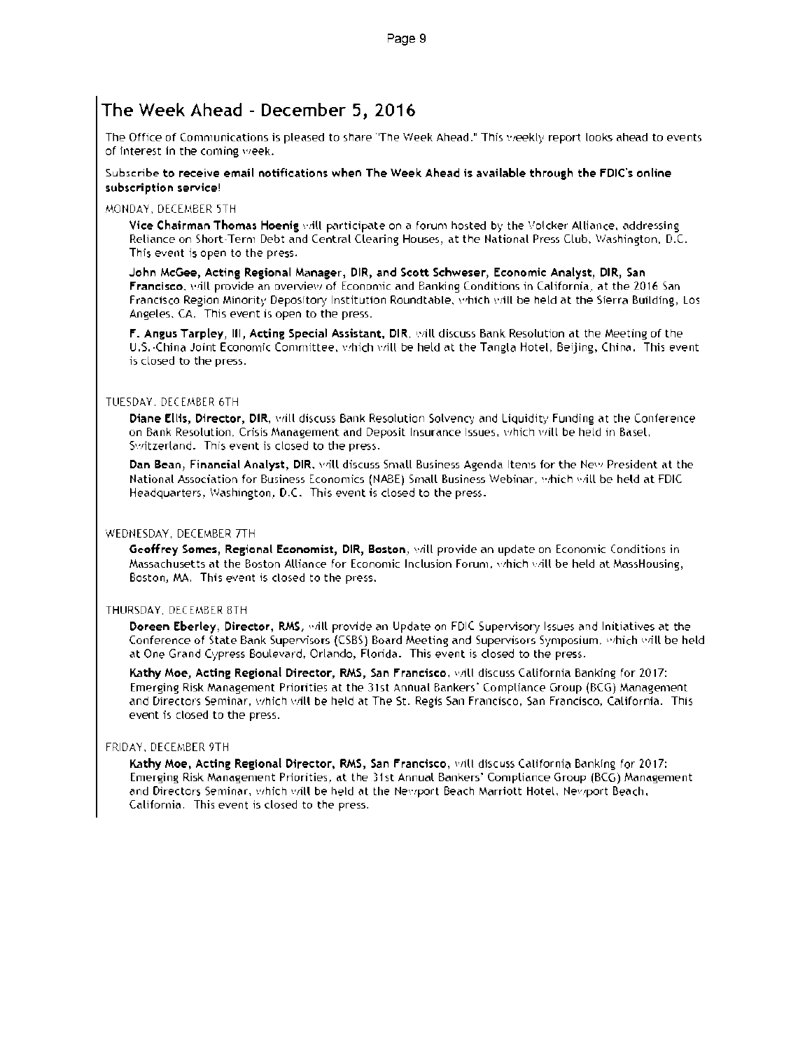## The Week Ahead - December 5, 2016

The Office of Communications is pleased to share "The Week Ahead." This weekly report looks ahead to events of interest in the coming week.

Subscribe **to receive email notifications when The Week Ahead is available through the FDIC's online subscription service**!

MONDAY, DECEMBER 5TH

**Vice Chairman Thomas Hoenig** will participate on a forum hosted by the Volcker Alliance, addressing Reliance on Short-Term Debt and Central Clearing Houses, at the National Press Club, Washington, D.C. This event is open to the press.

**John McGee, Acting Regional Manager, DIR, and Scott Schweser, Economic Analyst, DIR, San Francisco**, will provide an overview of Economic and Banking Conditions in California, at the 2016 San Francisco Region Minority Depository Institution Roundtable, which will be held at the Sierra Building, Los Angeles, CA. This event is open to the press.

**F. Angus Tarpley, III, Acting Special Assistant, DIR**, will discuss Bank Resolution at the Meeting of the U.S.-China Joint Economic Committee, which will be held at the Tangla Hotel, Beijing, China. This event is closed to the press.

TUESDAY, DECEMBER 6TH

**Diane Ellis, Director, DIR**, will discuss Bank Resolution Solvency and Liquidity Funding at the Conference on Bank Resolution, Crisis Management and Deposit Insurance Issues, which will be held in Basel, Switzerland. This event is closed to the press.

**Dan Bean, Financial Analyst, DIR**, will discuss Small Business Agenda Items for the New President at the National Association for Business Economics (NABE) Small Business Webinar, which will be held at FDIC Headquarters, Washington, D.C. This event is closed to the press.

WEDNESDAY, DECEMBER 7TH

**Geoffrey Somes, Regional Economist, DIR, Boston**, will provide an update on Economic Conditions in Massachusetts at the Boston Alliance for Economic Inclusion Forum, which will be held at MassHousing, Boston, MA. This event is closed to the press.

THURSDAY, DECEMBER 8TH

**Doreen Eberley, Director, RMS**, will provide an Update on FDIC Supervisory Issues and Initiatives at the Conference of State Bank Supervisors (CSBS) Board Meeting and Supervisors Symposium, which will be held at One Grand Cypress Boulevard, Orlando, Florida. This event is closed to the press.

**Kathy Moe, Acting Regional Director, RMS, San Francisco**, will discuss California Banking for 2017: Emerging Risk Management Priorities at the 31st Annual Bankers' Compliance Group (BCG) Management and Directors Seminar, which will be held at The St. Regis San Francisco, San Francisco, California. This event is closed to the press.

FRIDAY, DECEMBER 9TH

**Kathy Moe, Acting Regional Director, RMS, San Francisco**, will discuss California Banking for 2017: Emerging Risk Management Priorities, at the 31st Annual Bankers' Compliance Group (BCG) Management and Directors Seminar, which will be held at the Newport Beach Marriott Hotel, Newport Beach, California. This event is closed to the press.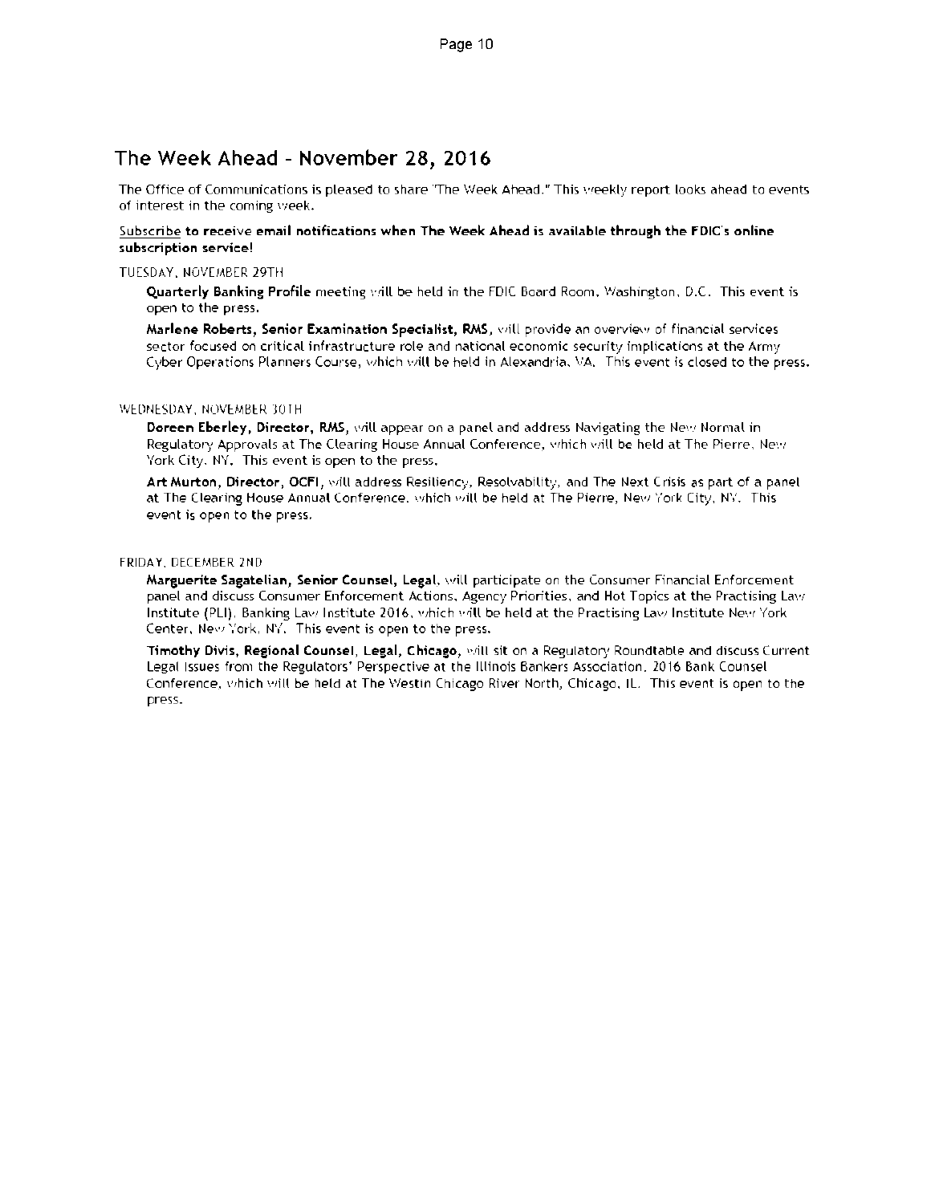## The Week Ahead - November 28, 2016

The Office of Communications is pleased to share "The Week Ahead." This weekly report looks ahead to events of interest in the coming week.

Subscribe **to receive email notifications when The Week Ahead is available through the FDIC's online subscription service!**

TUESDAY, NOVEMBER 29TH

**Quarterly Banking Profile** meeting will be held in the FDIC Board Room, Washington, D.C. This event is open to the press.

**Marlene Roberts, Senior Examination Specialist, RMS,** will provide an overview of financial services sector focused on critical infrastructure role and national economic security implications at the Army Cyber Operations Planners Course, which will be held in Alexandria, VA. This event is closed to the press.

WEDNESDAY, NOVEMBER 30TH

**Doreen Eberley, Director, RMS,** will appear on a panel and address Navigating the New Normal in Regulatory Approvals at The Clearing House Annual Conference, which will be held at The Pierre, New York City, NY. This event is open to the press.

**Art Murton, Director, OCFI,** will address Resiliency, Resolvability, and The Next Crisis as part of a panel at The Clearing House Annual Conference, which will be held at The Pierre, New York City, NY. This event is open to the press.

FRIDAY, DECEMBER 2ND

**Marguerite Sagatelian, Senior Counsel, Legal,** will participate on the Consumer Financial Enforcement panel and discuss Consumer Enforcement Actions, Agency Priorities, and Hot Topics at the Practising Law Institute (PLI), Banking Law Institute 2016, which will be held at the Practising Law Institute New York Center, New York, NY. This event is open to the press.

**Timothy Divis, Regional Counsel, Legal, Chicago,** will sit on a Regulatory Roundtable and discuss Current Legal Issues from the Regulators' Perspective at the Illinois Bankers Association, 2016 Bank Counsel Conference, which will be held at The Westin Chicago River North, Chicago, IL. This event is open to the press.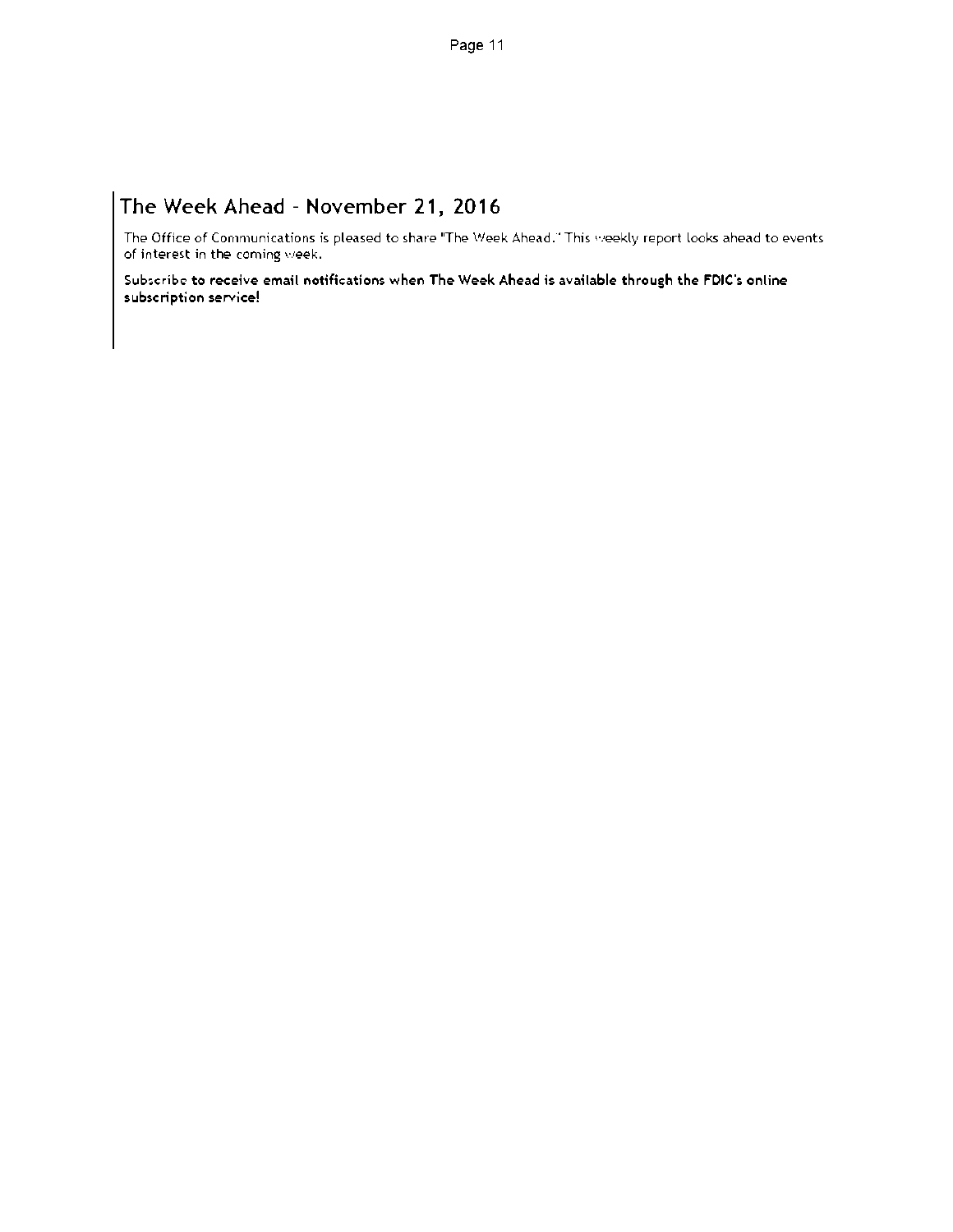## The Week Ahead - November 21, 2016

The Office of Communications is pleased to share "The Week Ahead." This weekly report looks ahead to events of interest in the coming week.

**Subscribe to receive email notifications when The Week Ahead is available through the FDIC's online subscription service!**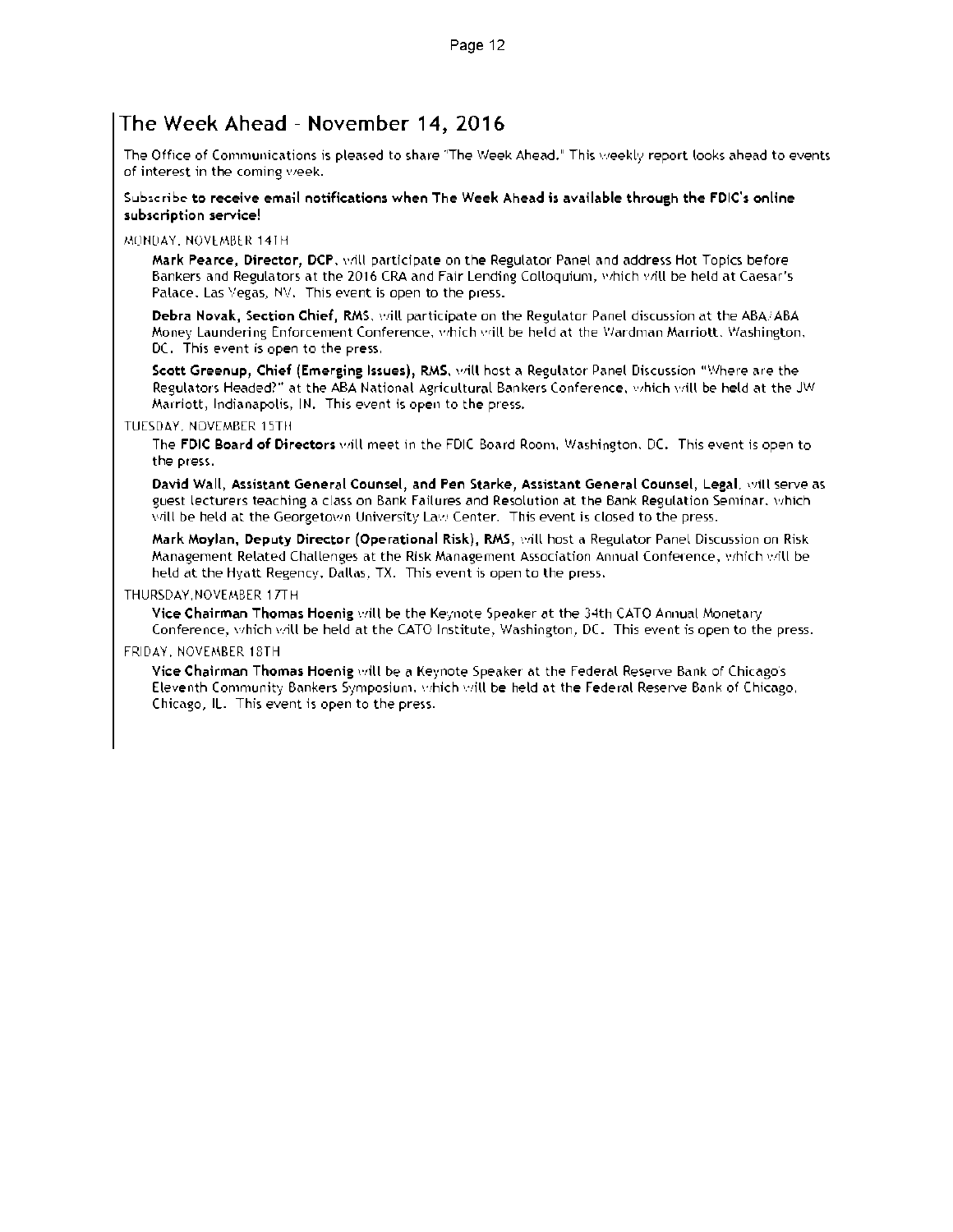## The Week Ahead - November 14, 2016

The Office of Communications is pleased to share "The Week Ahead." This weekly report looks ahead to events of interest in the coming week.

Subscribe **to receive email notifications when The Week Ahead is available through the FDIC's online subscription service!**

MONDAY, NOVEMBER 14TH

**Mark Pearce, Director, DCP**, will participate on the Regulator Panel and address Hot Topics before Bankers and Regulators at the 2016 CRA and Fair Lending Colloquium, which will be held at Caesar's Palace, Las Vegas, NV. This event is open to the press.

**Debra Novak, Section Chief, RMS**, will participate on the Regulator Panel discussion at the ABA/ABA Money Laundering Enforcement Conference, which will be held at the Wardman Marriott, Washington, DC. This event is open to the press.

**Scott Greenup, Chief (Emerging Issues), RMS**, will host a Regulator Panel Discussion "Where are the Regulators Headed?" at the ABA National Agricultural Bankers Conference, which will be held at the JW Marriott, Indianapolis, IN. This event is open to the press.

TUESDAY, NOVEMBER 15TH

The **FDIC Board of Directors** will meet in the FDIC Board Room, Washington, DC. This event is open to the press.

**David Wall, Assistant General Counsel, and Pen Starke, Assistant General Counsel, Legal**, will serve as guest lecturers teaching a class on Bank Failures and Resolution at the Bank Regulation Seminar, which will be held at the Georgetown University Law Center. This event is closed to the press.

**Mark Moylan, Deputy Director (Operational Risk), RMS**, will host a Regulator Panel Discussion on Risk Management Related Challenges at the Risk Management Association Annual Conference, which will be held at the Hyatt Regency, Dallas, TX. This event is open to the press.

THURSDAY,NOVEMBER 17TH

**Vice Chairman Thomas Hoenig** will be the Keynote Speaker at the 34th CATO Annual Monetary Conference, which will be held at the CATO Institute, Washington, DC. This event is open to the press.

FRIDAY, NOVEMBER 18TH

**Vice Chairman Thomas Hoenig** will be a Keynote Speaker at the Federal Reserve Bank of Chicago's Eleventh Community Bankers Symposium, which will be held at the Federal Reserve Bank of Chicago, Chicago, IL. This event is open to the press.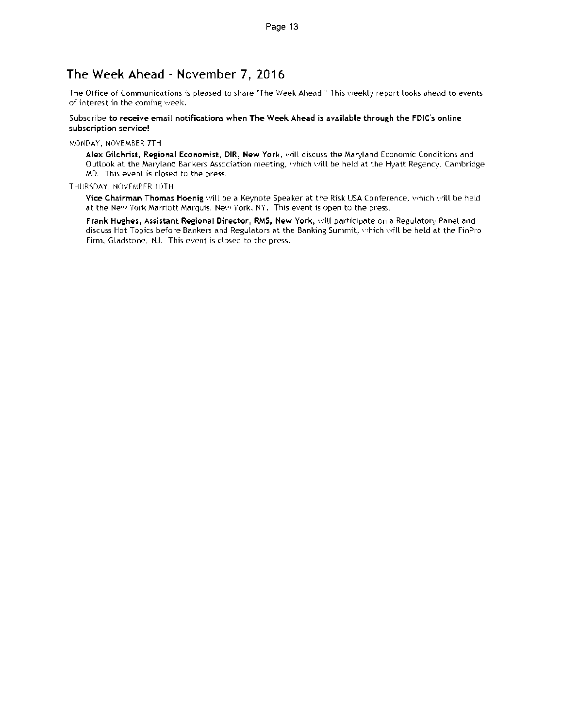## The Week Ahead - November 7, 2016

The Office of Communications is pleased to share "The Week Ahead." This weekly report looks ahead to events of interest in the coming week.

Subscribe **to receive email notifications when The Week Ahead is available through the FDIC's online subscription service!**

MONDAY, NOVEMBER 7TH

**Alex Gilchrist, Regional Economist, DIR, New York**, will discuss the Maryland Economic Conditions and Outlook at the Maryland Bankers Association meeting, which will be held at the Hyatt Regency, Cambridge MD. This event is closed to the press.

THURSDAY, NOVEMBER 10TH

**Vice Chairman Thomas Hoenig** will be a Keynote Speaker at the Risk USA Conference, which will be held at the New York Marriott Marquis, New York, NY. This event is open to the press.

**Frank Hughes, Assistant Regional Director, RMS, New York,** will participate on a Regulatory Panel and discuss Hot Topics before Bankers and Regulators at the Banking Summit, which will be held at the FinPro Firm, Gladstone, NJ. This event is closed to the press.